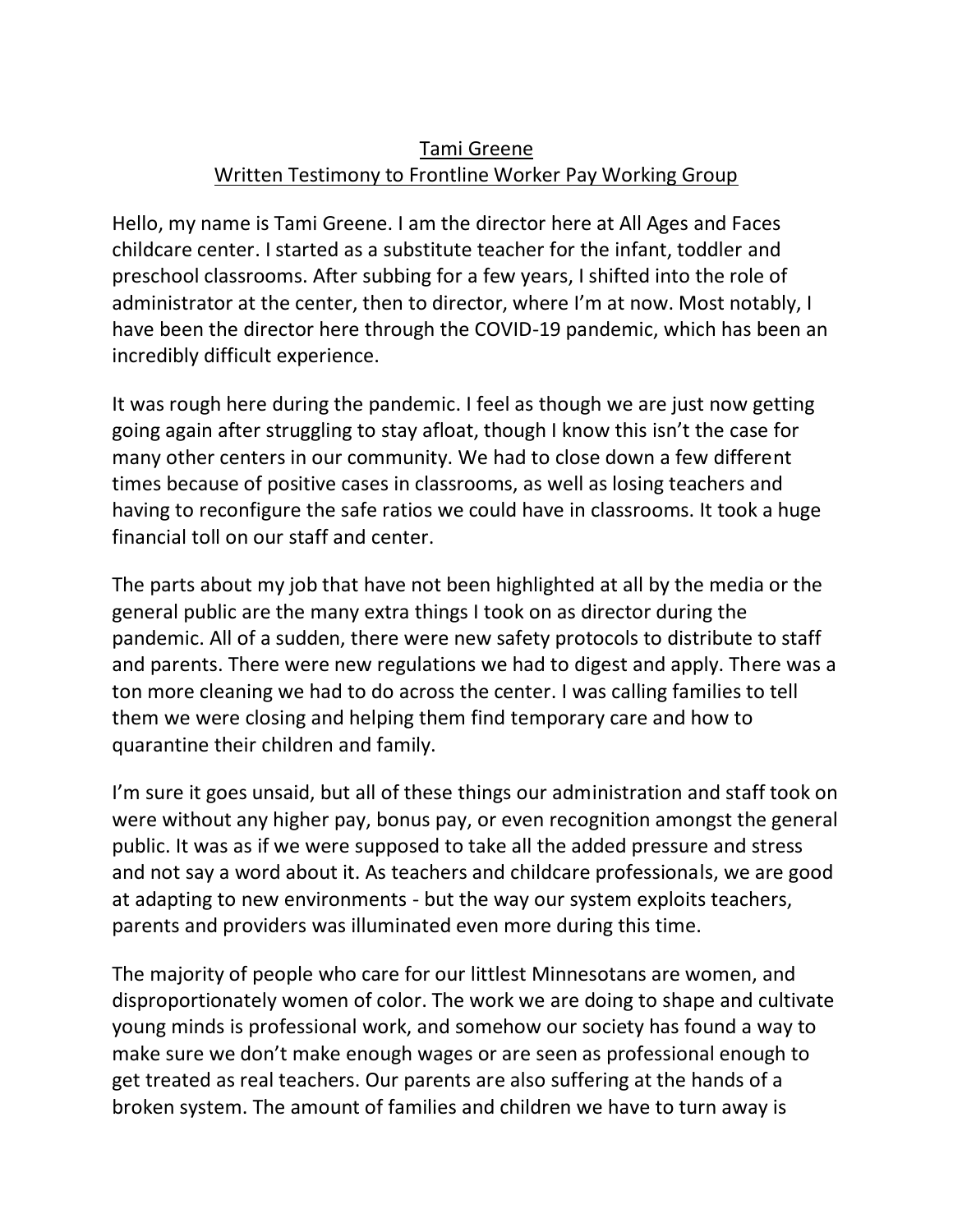Tami Greene

Written Testimony to Frontline Worker Pay Working Group

Hello, my name is Tami Greene. I am the director here at All Ages and Faces childcare center. I started as a substitute teacher for the infant, toddler and preschool classrooms. After subbing for a few years, I shifted into the role of administrator at the center, then to director, where I'm at now. Most notably, I have been the director here through the COVID-19 pandemic, which has been an incredibly difficult experience.

It was rough here during the pandemic. I feel as though we are just now getting going again after struggling to stay afloat, though I know this isn't the case for many other centers in our community. We had to close down a few different times because of positive cases in classrooms, as well as losing teachers and having to reconfigure the safe ratios we could have in classrooms. It took a huge financial toll on our staff and center.

The parts about my job that have not been highlighted at all by the media or the general public are the many extra things I took on as director during the pandemic. All of a sudden, there were new safety protocols to distribute to staff and parents. There were new regulations we had to digest and apply. There was a ton more cleaning we had to do across the center. I was calling families to tell them we were closing and helping them find temporary care and how to quarantine their children and family.

I'm sure it goes unsaid, but all of these things our administration and staff took on were without any higher pay, bonus pay, or even recognition amongst the general public. It was as if we were supposed to take all the added pressure and stress and not say a word about it. As teachers and childcare professionals, we are good at adapting to new environments - but the way our system exploits teachers, parents and providers was illuminated even more during this time.

The majority of people who care for our littlest Minnesotans are women, and disproportionately women of color. The work we are doing to shape and cultivate young minds is professional work, and somehow our society has found a way to make sure we don't make enough wages or are seen as professional enough to get treated as real teachers. Our parents are also suffering at the hands of a broken system. The amount of families and children we have to turn away is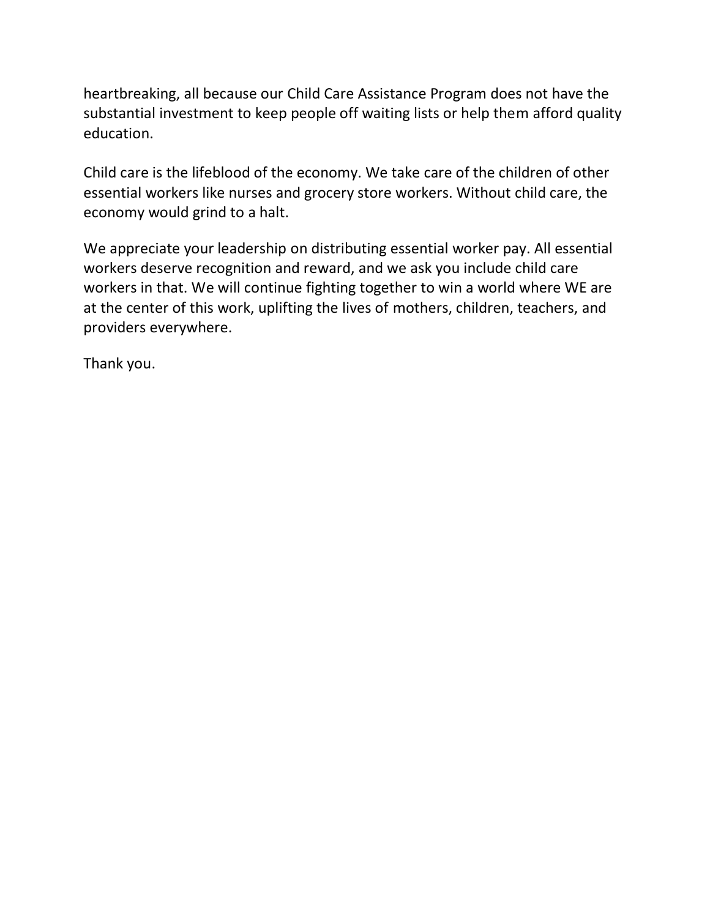heartbreaking, all because our Child Care Assistance Program does not have the substantial investment to keep people off waiting lists or help them afford quality education.

Child care is the lifeblood of the economy. We take care of the children of other essential workers like nurses and grocery store workers. Without child care, the economy would grind to a halt.

We appreciate your leadership on distributing essential worker pay. All essential workers deserve recognition and reward, and we ask you include child care workers in that. We will continue fighting together to win a world where WE are at the center of this work, uplifting the lives of mothers, children, teachers, and providers everywhere.

Thank you.